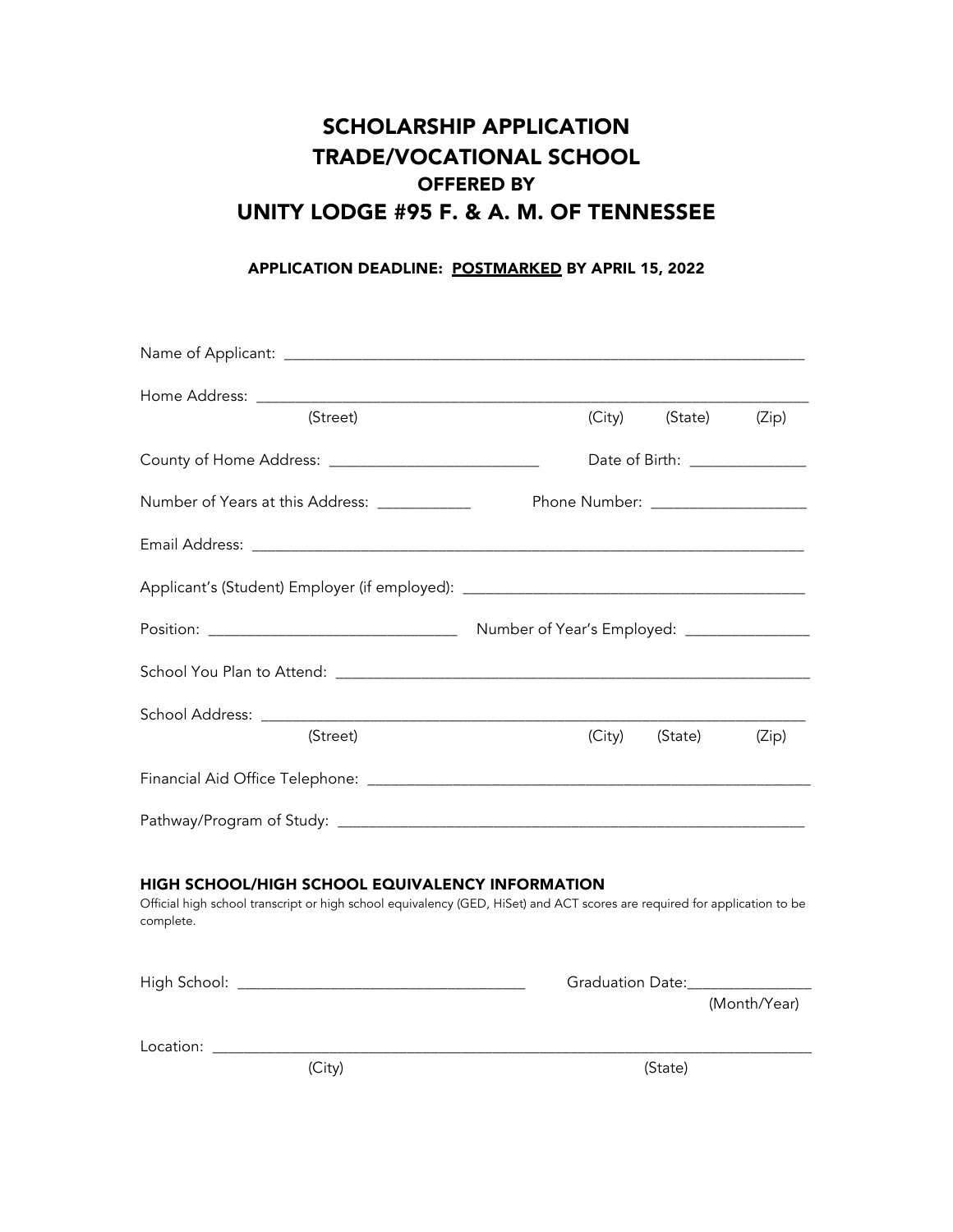# SCHOLARSHIP APPLICATION
# TRADE/VOCATIONAL SCHOOL
## OFFERED BY
# UNITY LODGE #95 F. & A. M. OF TENNESSEE

**APPLICATION DEADLINE: <u>POSTMARKED</u> BY APRIL 15, 2022**

Name of Applicant: ___________________________________________________________________

Home Address: _______________________________________________________________________
(Street) (City) (State) (Zip)

County of Home Address: __________________________ Date of Birth: _______________

Number of Years at this Address: ____________ Phone Number: ___________________

Email Address: _______________________________________________________________________

Applicant's (Student) Employer (if employed): __________________________________________

Position: _______________________________ Number of Year's Employed: ________________

School You Plan to Attend: ______________________________________________________________

School Address: _____________________________________________________________________
(Street) (City) (State) (Zip)

Financial Aid Office Telephone: _________________________________________________________

Pathway/Program of Study: ______________________________________________________________

### HIGH SCHOOL/HIGH SCHOOL EQUIVALENCY INFORMATION

Official high school transcript or high school equivalency (GED, HiSet) and ACT scores are required for application to be complete.

High School: ____________________________________ Graduation Date:________________
(Month/Year)

Location: ___________________________________________________________________________
(City) (State)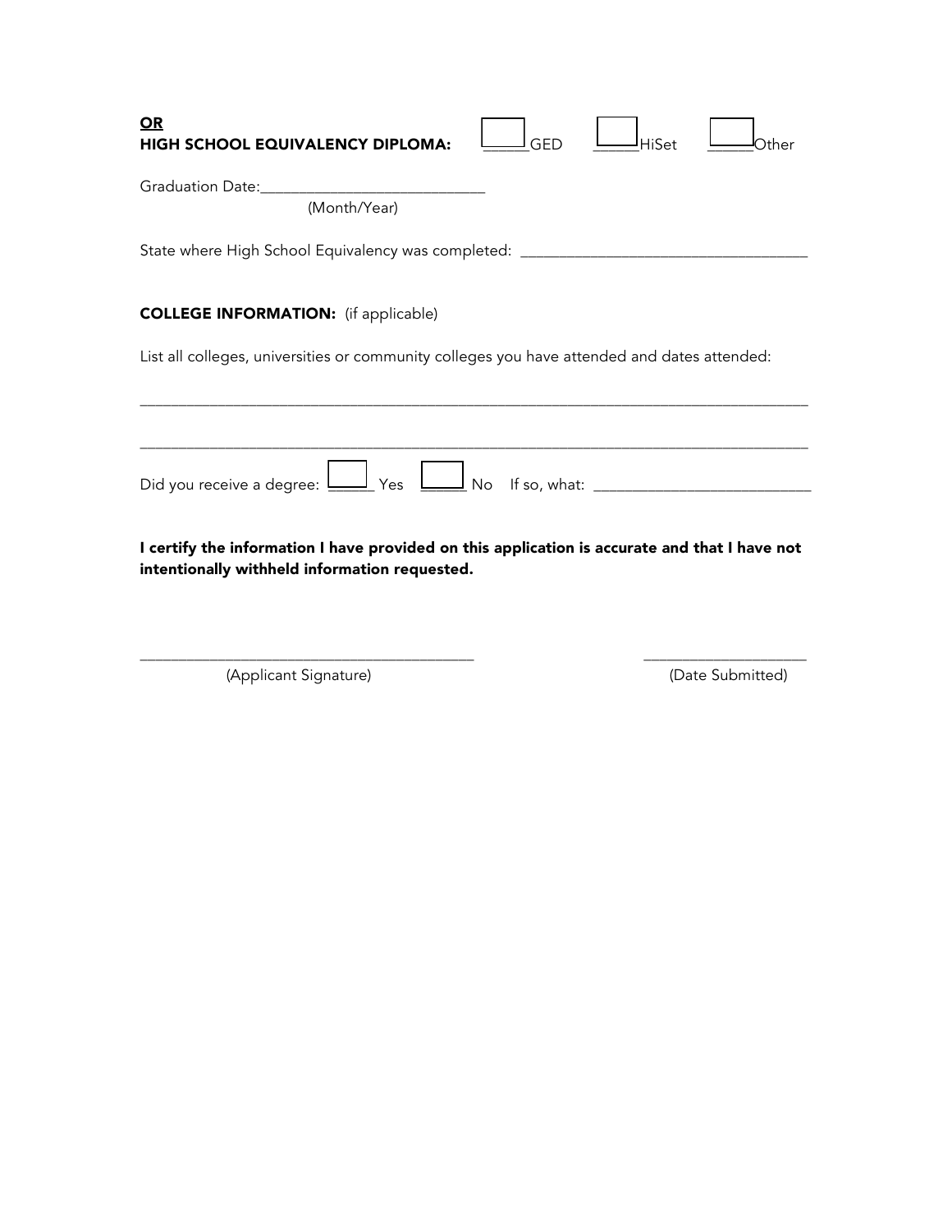**<u>OR</u>**
**HIGH SCHOOL EQUIVALENCY DIPLOMA:** ☐ GED ☐ HiSet ☐ Other

Graduation Date:____________________________
(Month/Year)

State where High School Equivalency was completed: ___________________________________

**COLLEGE INFORMATION:** (if applicable)

List all colleges, universities or community colleges you have attended and dates attended:

_____________________________________________________________________________________

_____________________________________________________________________________________

Did you receive a degree: ☐ Yes ☐ No If so, what: ___________________________

**I certify the information I have provided on this application is accurate and that I have not intentionally withheld information requested.**

__________________________________________ (Applicant Signature)

____________________ (Date Submitted)